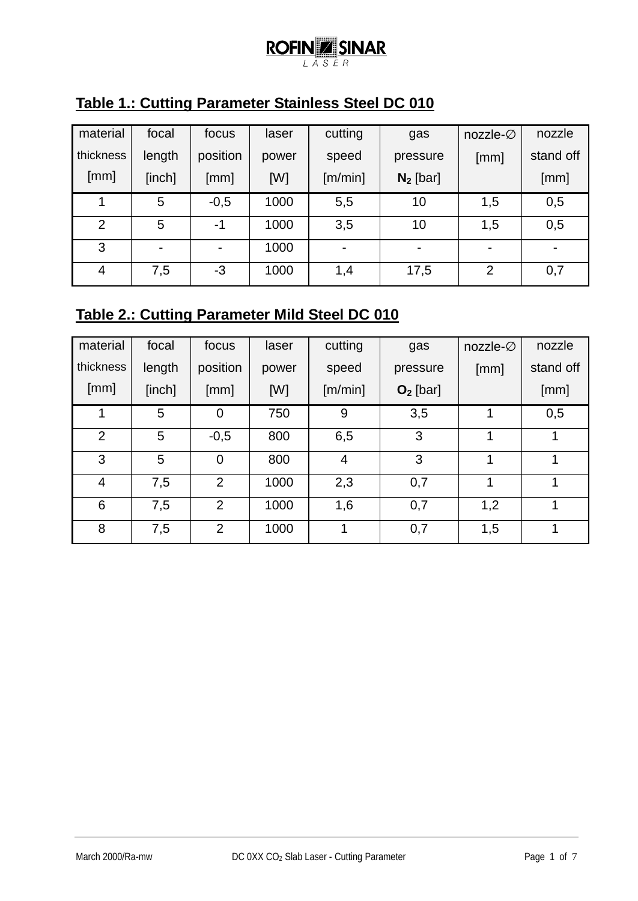ROFIN SINAR LASER

## Table 1.: Cutting Parameter Stainless Steel DC 010

| material thickness [mm] | focal length [inch] | focus position [mm] | laser power [W] | cutting speed [m/min] | gas pressure $N_2$ [bar] | nozzle-∅ [mm] | nozzle stand off [mm] |
|---|---|---|---|---|---|---|---|
| 1 | 5 | -0,5 | 1000 | 5,5 | 10 | 1,5 | 0,5 |
| 2 | 5 | -1 | 1000 | 3,5 | 10 | 1,5 | 0,5 |
| 3 | - | - | 1000 | - | - | - | - |
| 4 | 7,5 | -3 | 1000 | 1,4 | 17,5 | 2 | 0,7 |

## Table 2.: Cutting Parameter Mild Steel DC 010

| material thickness [mm] | focal length [inch] | focus position [mm] | laser power [W] | cutting speed [m/min] | gas pressure $O_2$ [bar] | nozzle-∅ [mm] | nozzle stand off [mm] |
|---|---|---|---|---|---|---|---|
| 1 | 5 | 0 | 750 | 9 | 3,5 | 1 | 0,5 |
| 2 | 5 | -0,5 | 800 | 6,5 | 3 | 1 | 1 |
| 3 | 5 | 0 | 800 | 4 | 3 | 1 | 1 |
| 4 | 7,5 | 2 | 1000 | 2,3 | 0,7 | 1 | 1 |
| 6 | 7,5 | 2 | 1000 | 1,6 | 0,7 | 1,2 | 1 |
| 8 | 7,5 | 2 | 1000 | 1 | 0,7 | 1,5 | 1 |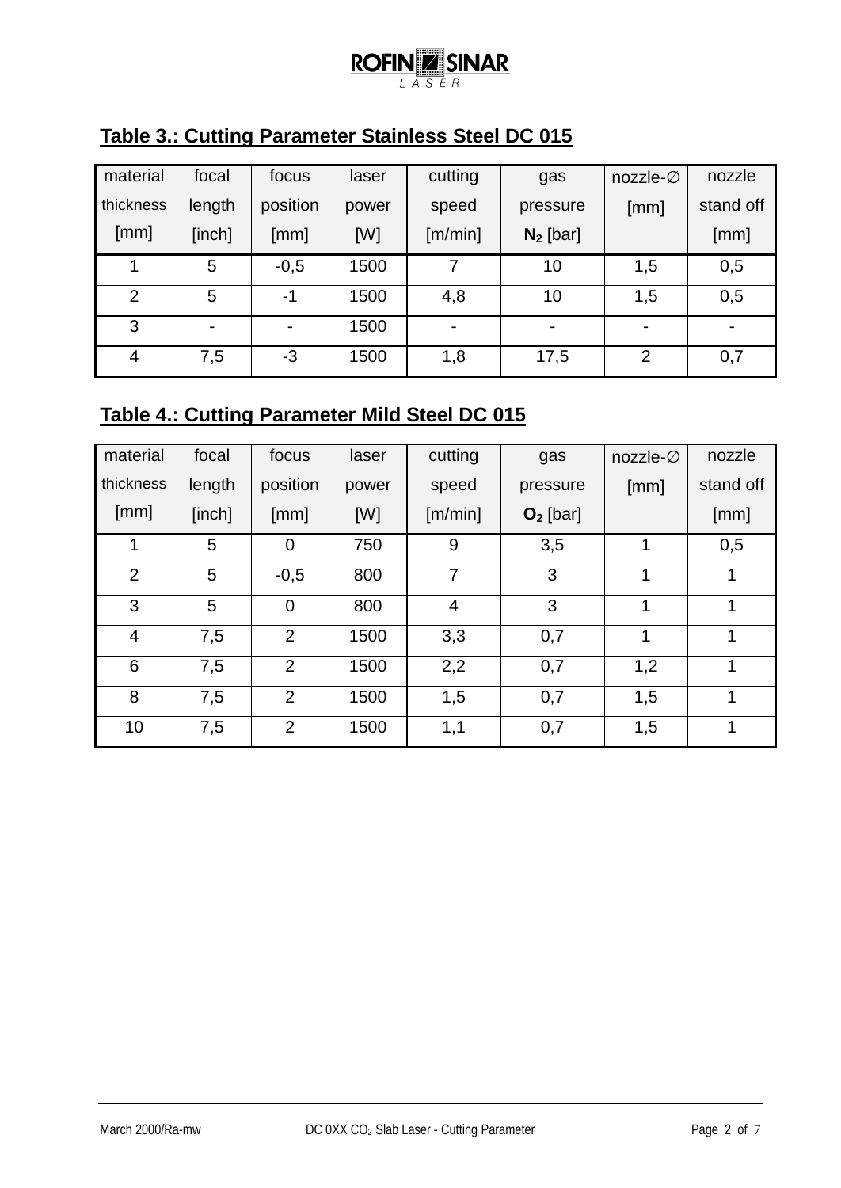## Table 3.: Cutting Parameter Stainless Steel DC 015

| material thickness [mm] | focal length [inch] | focus position [mm] | laser power [W] | cutting speed [m/min] | gas pressure $N_2$ [bar] | nozzle-∅ [mm] | nozzle stand off [mm] |
|---|---|---|---|---|---|---|---|
| 1 | 5 | -0,5 | 1500 | 7 | 10 | 1,5 | 0,5 |
| 2 | 5 | -1 | 1500 | 4,8 | 10 | 1,5 | 0,5 |
| 3 | - | - | 1500 | - | - | - | - |
| 4 | 7,5 | -3 | 1500 | 1,8 | 17,5 | 2 | 0,7 |

## Table 4.: Cutting Parameter Mild Steel DC 015

| material thickness [mm] | focal length [inch] | focus position [mm] | laser power [W] | cutting speed [m/min] | gas pressure $O_2$ [bar] | nozzle-∅ [mm] | nozzle stand off [mm] |
|---|---|---|---|---|---|---|---|
| 1 | 5 | 0 | 750 | 9 | 3,5 | 1 | 0,5 |
| 2 | 5 | -0,5 | 800 | 7 | 3 | 1 | 1 |
| 3 | 5 | 0 | 800 | 4 | 3 | 1 | 1 |
| 4 | 7,5 | 2 | 1500 | 3,3 | 0,7 | 1 | 1 |
| 6 | 7,5 | 2 | 1500 | 2,2 | 0,7 | 1,2 | 1 |
| 8 | 7,5 | 2 | 1500 | 1,5 | 0,7 | 1,5 | 1 |
| 10 | 7,5 | 2 | 1500 | 1,1 | 0,7 | 1,5 | 1 |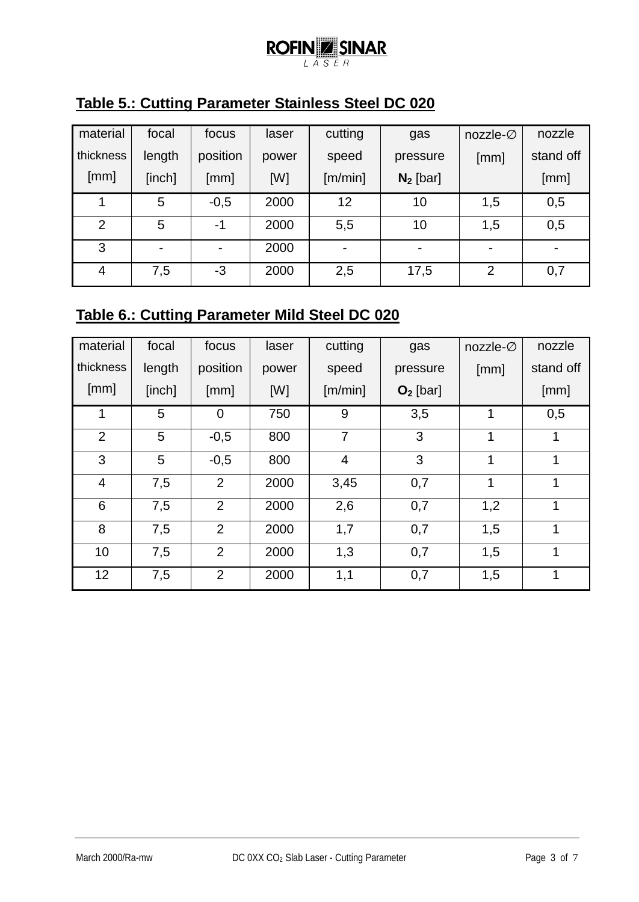## Table 5.: Cutting Parameter Stainless Steel DC 020

| material thickness [mm] | focal length [inch] | focus position [mm] | laser power [W] | cutting speed [m/min] | gas pressure $N_2$ [bar] | nozzle-∅ [mm] | nozzle stand off [mm] |
|---|---|---|---|---|---|---|---|
| 1 | 5 | -0,5 | 2000 | 12 | 10 | 1,5 | 0,5 |
| 2 | 5 | -1 | 2000 | 5,5 | 10 | 1,5 | 0,5 |
| 3 | - | - | 2000 | - | - | - | - |
| 4 | 7,5 | -3 | 2000 | 2,5 | 17,5 | 2 | 0,7 |

## Table 6.: Cutting Parameter Mild Steel DC 020

| material thickness [mm] | focal length [inch] | focus position [mm] | laser power [W] | cutting speed [m/min] | gas pressure $O_2$ [bar] | nozzle-∅ [mm] | nozzle stand off [mm] |
|---|---|---|---|---|---|---|---|
| 1 | 5 | 0 | 750 | 9 | 3,5 | 1 | 0,5 |
| 2 | 5 | -0,5 | 800 | 7 | 3 | 1 | 1 |
| 3 | 5 | -0,5 | 800 | 4 | 3 | 1 | 1 |
| 4 | 7,5 | 2 | 2000 | 3,45 | 0,7 | 1 | 1 |
| 6 | 7,5 | 2 | 2000 | 2,6 | 0,7 | 1,2 | 1 |
| 8 | 7,5 | 2 | 2000 | 1,7 | 0,7 | 1,5 | 1 |
| 10 | 7,5 | 2 | 2000 | 1,3 | 0,7 | 1,5 | 1 |
| 12 | 7,5 | 2 | 2000 | 1,1 | 0,7 | 1,5 | 1 |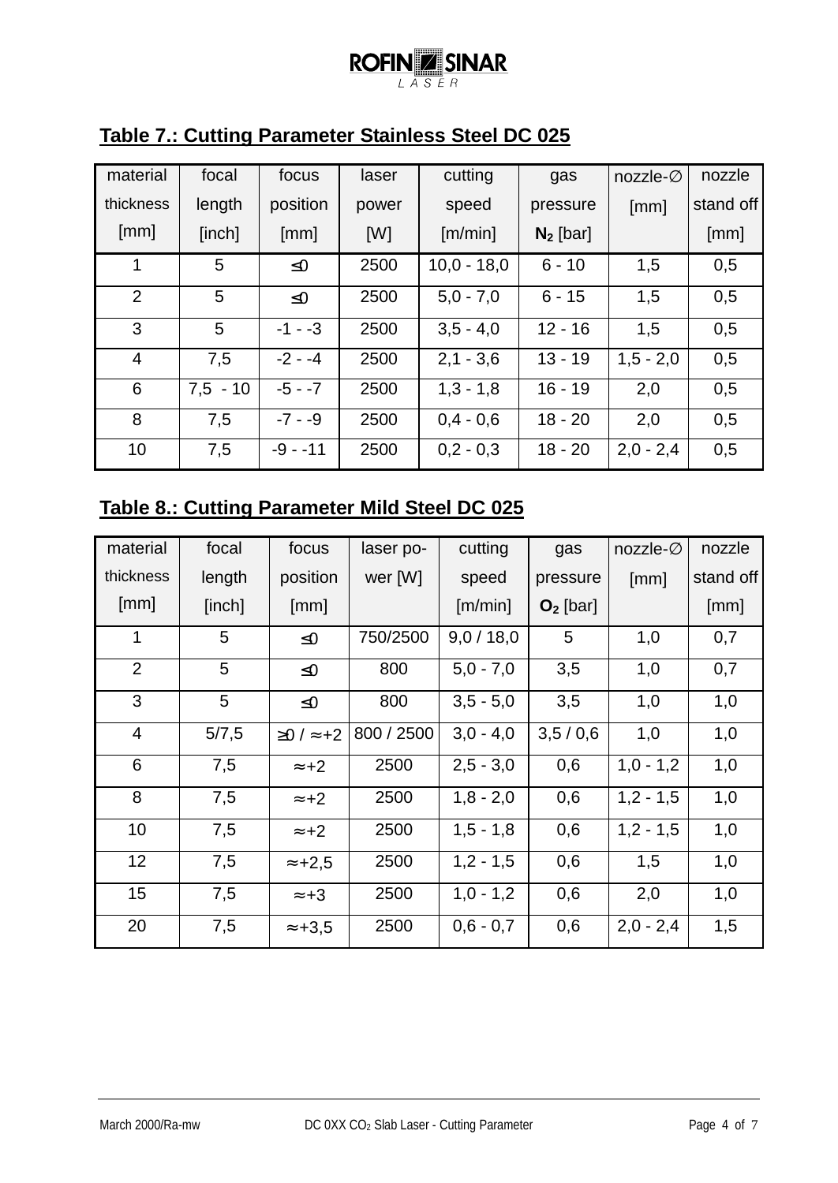## Table 7.: Cutting Parameter Stainless Steel DC 025

| material thickness [mm] | focal length [inch] | focus position [mm] | laser power [W] | cutting speed [m/min] | gas pressure $N_2$ [bar] | nozzle-∅ [mm] | nozzle stand off [mm] |
|---|---|---|---|---|---|---|---|
| 1 | 5 | ≤0 | 2500 | 10,0 - 18,0 | 6 - 10 | 1,5 | 0,5 |
| 2 | 5 | ≤0 | 2500 | 5,0 - 7,0 | 6 - 15 | 1,5 | 0,5 |
| 3 | 5 | -1 - -3 | 2500 | 3,5 - 4,0 | 12 - 16 | 1,5 | 0,5 |
| 4 | 7,5 | -2 - -4 | 2500 | 2,1 - 3,6 | 13 - 19 | 1,5 - 2,0 | 0,5 |
| 6 | 7,5 - 10 | -5 - -7 | 2500 | 1,3 - 1,8 | 16 - 19 | 2,0 | 0,5 |
| 8 | 7,5 | -7 - -9 | 2500 | 0,4 - 0,6 | 18 - 20 | 2,0 | 0,5 |
| 10 | 7,5 | -9 - -11 | 2500 | 0,2 - 0,3 | 18 - 20 | 2,0 - 2,4 | 0,5 |

## Table 8.: Cutting Parameter Mild Steel DC 025

| material thickness [mm] | focal length [inch] | focus position [mm] | laser power [W] | cutting speed [m/min] | gas pressure $O_2$ [bar] | nozzle-∅ [mm] | nozzle stand off [mm] |
|---|---|---|---|---|---|---|---|
| 1 | 5 | ≤0 | 750/2500 | 9,0 / 18,0 | 5 | 1,0 | 0,7 |
| 2 | 5 | ≤0 | 800 | 5,0 - 7,0 | 3,5 | 1,0 | 0,7 |
| 3 | 5 | ≤0 | 800 | 3,5 - 5,0 | 3,5 | 1,0 | 1,0 |
| 4 | 5/7,5 | ≥0 / ≈+2 | 800 / 2500 | 3,0 - 4,0 | 3,5 / 0,6 | 1,0 | 1,0 |
| 6 | 7,5 | ≈+2 | 2500 | 2,5 - 3,0 | 0,6 | 1,0 - 1,2 | 1,0 |
| 8 | 7,5 | ≈+2 | 2500 | 1,8 - 2,0 | 0,6 | 1,2 - 1,5 | 1,0 |
| 10 | 7,5 | ≈+2 | 2500 | 1,5 - 1,8 | 0,6 | 1,2 - 1,5 | 1,0 |
| 12 | 7,5 | ≈+2,5 | 2500 | 1,2 - 1,5 | 0,6 | 1,5 | 1,0 |
| 15 | 7,5 | ≈+3 | 2500 | 1,0 - 1,2 | 0,6 | 2,0 | 1,0 |
| 20 | 7,5 | ≈+3,5 | 2500 | 0,6 - 0,7 | 0,6 | 2,0 - 2,4 | 1,5 |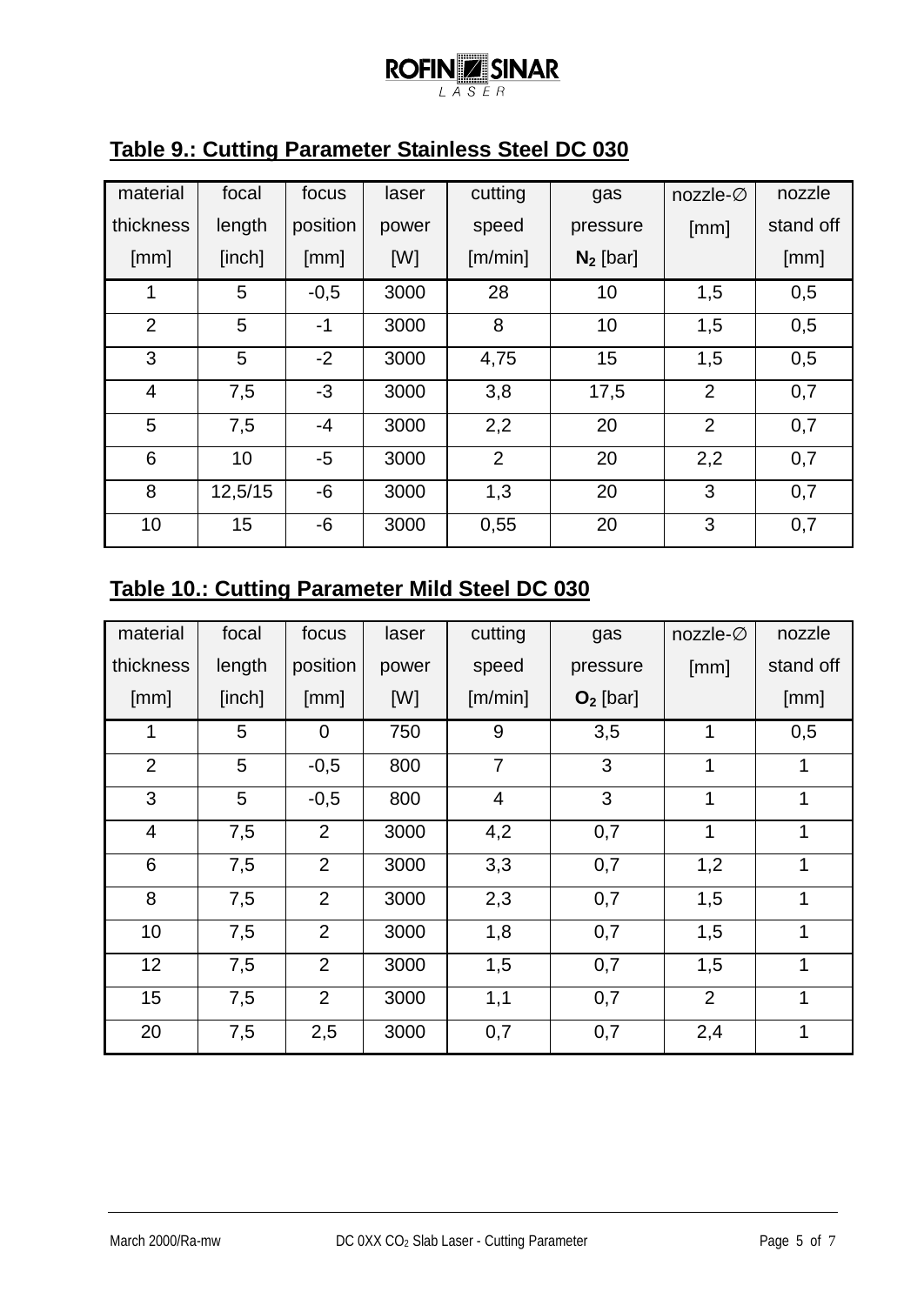## Table 9.: Cutting Parameter Stainless Steel DC 030

| material thickness [mm] | focal length [inch] | focus position [mm] | laser power [W] | cutting speed [m/min] | gas pressure $N_2$ [bar] | nozzle-∅ [mm] | nozzle stand off [mm] |
|---|---|---|---|---|---|---|---|
| 1 | 5 | -0,5 | 3000 | 28 | 10 | 1,5 | 0,5 |
| 2 | 5 | -1 | 3000 | 8 | 10 | 1,5 | 0,5 |
| 3 | 5 | -2 | 3000 | 4,75 | 15 | 1,5 | 0,5 |
| 4 | 7,5 | -3 | 3000 | 3,8 | 17,5 | 2 | 0,7 |
| 5 | 7,5 | -4 | 3000 | 2,2 | 20 | 2 | 0,7 |
| 6 | 10 | -5 | 3000 | 2 | 20 | 2,2 | 0,7 |
| 8 | 12,5/15 | -6 | 3000 | 1,3 | 20 | 3 | 0,7 |
| 10 | 15 | -6 | 3000 | 0,55 | 20 | 3 | 0,7 |

## Table 10.: Cutting Parameter Mild Steel DC 030

| material thickness [mm] | focal length [inch] | focus position [mm] | laser power [W] | cutting speed [m/min] | gas pressure $O_2$ [bar] | nozzle-∅ [mm] | nozzle stand off [mm] |
|---|---|---|---|---|---|---|---|
| 1 | 5 | 0 | 750 | 9 | 3,5 | 1 | 0,5 |
| 2 | 5 | -0,5 | 800 | 7 | 3 | 1 | 1 |
| 3 | 5 | -0,5 | 800 | 4 | 3 | 1 | 1 |
| 4 | 7,5 | 2 | 3000 | 4,2 | 0,7 | 1 | 1 |
| 6 | 7,5 | 2 | 3000 | 3,3 | 0,7 | 1,2 | 1 |
| 8 | 7,5 | 2 | 3000 | 2,3 | 0,7 | 1,5 | 1 |
| 10 | 7,5 | 2 | 3000 | 1,8 | 0,7 | 1,5 | 1 |
| 12 | 7,5 | 2 | 3000 | 1,5 | 0,7 | 1,5 | 1 |
| 15 | 7,5 | 2 | 3000 | 1,1 | 0,7 | 2 | 1 |
| 20 | 7,5 | 2,5 | 3000 | 0,7 | 0,7 | 2,4 | 1 |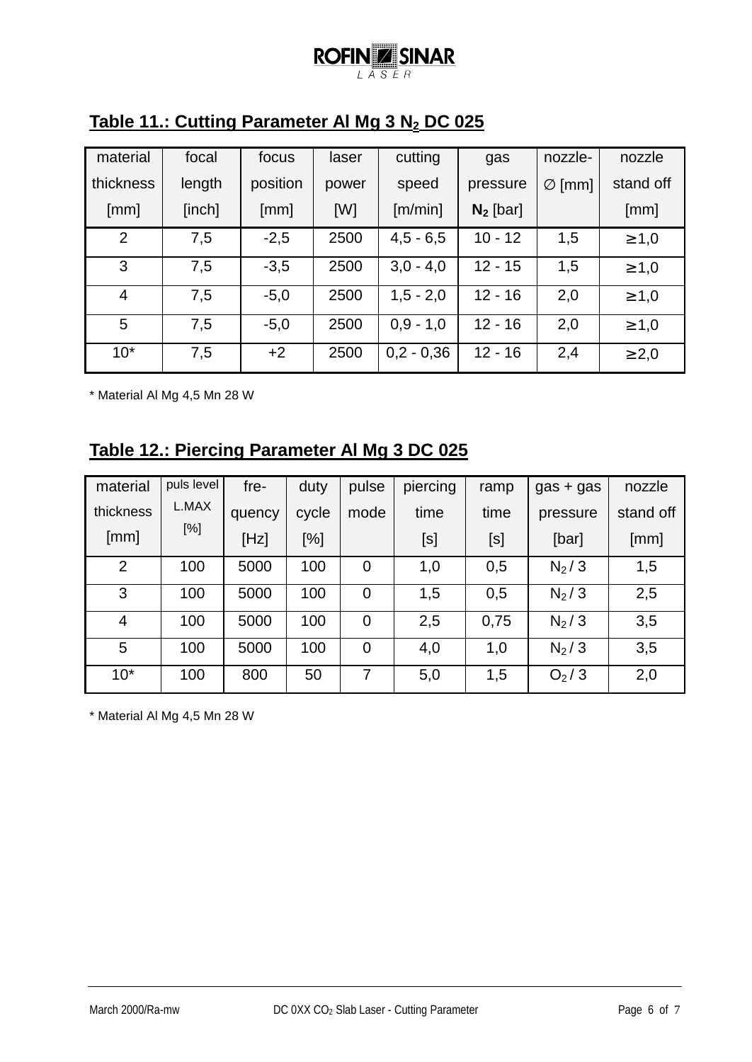## Table 11.: Cutting Parameter Al Mg 3 $N_2$ DC 025

| material thickness [mm] | focal length [inch] | focus position [mm] | laser power [W] | cutting speed [m/min] | gas pressure **$N_2$** [bar] | nozzle-∅ [mm] | nozzle stand off [mm] |
|---|---|---|---|---|---|---|---|
| 2 | 7,5 | -2,5 | 2500 | 4,5 - 6,5 | 10 - 12 | 1,5 | ≥1,0 |
| 3 | 7,5 | -3,5 | 2500 | 3,0 - 4,0 | 12 - 15 | 1,5 | ≥1,0 |
| 4 | 7,5 | -5,0 | 2500 | 1,5 - 2,0 | 12 - 16 | 2,0 | ≥1,0 |
| 5 | 7,5 | -5,0 | 2500 | 0,9 - 1,0 | 12 - 16 | 2,0 | ≥1,0 |
| 10* | 7,5 | +2 | 2500 | 0,2 - 0,36 | 12 - 16 | 2,4 | ≥2,0 |

\* Material Al Mg 4,5 Mn 28 W

## Table 12.: Piercing Parameter Al Mg 3 DC 025

| material thickness [mm] | puls level L.MAX [%] | fre-quency [Hz] | duty cycle [%] | pulse mode | piercing time [s] | ramp time [s] | gas + gas pressure [bar] | nozzle stand off [mm] |
|---|---|---|---|---|---|---|---|---|
| 2 | 100 | 5000 | 100 | 0 | 1,0 | 0,5 | $N_2$ / 3 | 1,5 |
| 3 | 100 | 5000 | 100 | 0 | 1,5 | 0,5 | $N_2$ / 3 | 2,5 |
| 4 | 100 | 5000 | 100 | 0 | 2,5 | 0,75 | $N_2$ / 3 | 3,5 |
| 5 | 100 | 5000 | 100 | 0 | 4,0 | 1,0 | $N_2$ / 3 | 3,5 |
| 10* | 100 | 800 | 50 | 7 | 5,0 | 1,5 | $O_2$ / 3 | 2,0 |

\* Material Al Mg 4,5 Mn 28 W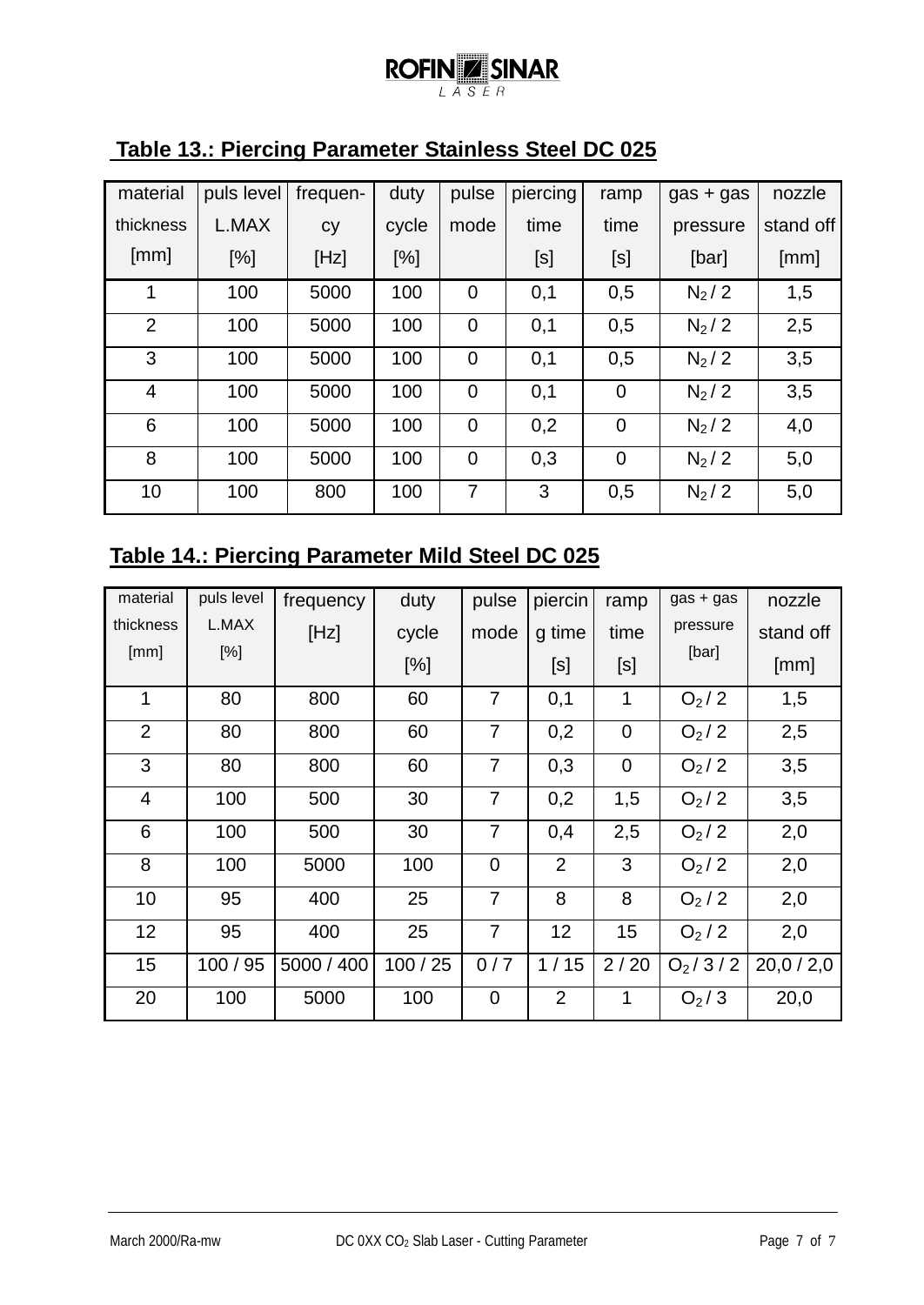## Table 13.: Piercing Parameter Stainless Steel DC 025

| material thickness [mm] | puls level L.MAX [%] | frequen-cy [Hz] | duty cycle [%] | pulse mode | piercing time [s] | ramp time [s] | gas + gas pressure [bar] | nozzle stand off [mm] |
|---|---|---|---|---|---|---|---|---|
| 1 | 100 | 5000 | 100 | 0 | 0,1 | 0,5 | $N_2$ / 2 | 1,5 |
| 2 | 100 | 5000 | 100 | 0 | 0,1 | 0,5 | $N_2$ / 2 | 2,5 |
| 3 | 100 | 5000 | 100 | 0 | 0,1 | 0,5 | $N_2$ / 2 | 3,5 |
| 4 | 100 | 5000 | 100 | 0 | 0,1 | 0 | $N_2$ / 2 | 3,5 |
| 6 | 100 | 5000 | 100 | 0 | 0,2 | 0 | $N_2$ / 2 | 4,0 |
| 8 | 100 | 5000 | 100 | 0 | 0,3 | 0 | $N_2$ / 2 | 5,0 |
| 10 | 100 | 800 | 100 | 7 | 3 | 0,5 | $N_2$ / 2 | 5,0 |

## Table 14.: Piercing Parameter Mild Steel DC 025

| material thickness [mm] | puls level L.MAX [%] | frequency [Hz] | duty cycle [%] | pulse mode | piercing time [s] | ramp time [s] | gas + gas pressure [bar] | nozzle stand off [mm] |
|---|---|---|---|---|---|---|---|---|
| 1 | 80 | 800 | 60 | 7 | 0,1 | 1 | $O_2$ / 2 | 1,5 |
| 2 | 80 | 800 | 60 | 7 | 0,2 | 0 | $O_2$ / 2 | 2,5 |
| 3 | 80 | 800 | 60 | 7 | 0,3 | 0 | $O_2$ / 2 | 3,5 |
| 4 | 100 | 500 | 30 | 7 | 0,2 | 1,5 | $O_2$ / 2 | 3,5 |
| 6 | 100 | 500 | 30 | 7 | 0,4 | 2,5 | $O_2$ / 2 | 2,0 |
| 8 | 100 | 5000 | 100 | 0 | 2 | 3 | $O_2$ / 2 | 2,0 |
| 10 | 95 | 400 | 25 | 7 | 8 | 8 | $O_2$ / 2 | 2,0 |
| 12 | 95 | 400 | 25 | 7 | 12 | 15 | $O_2$ / 2 | 2,0 |
| 15 | 100 / 95 | 5000 / 400 | 100 / 25 | 0 / 7 | 1 / 15 | 2 / 20 | $O_2$ / 3 / 2 | 20,0 / 2,0 |
| 20 | 100 | 5000 | 100 | 0 | 2 | 1 | $O_2$ / 3 | 20,0 |